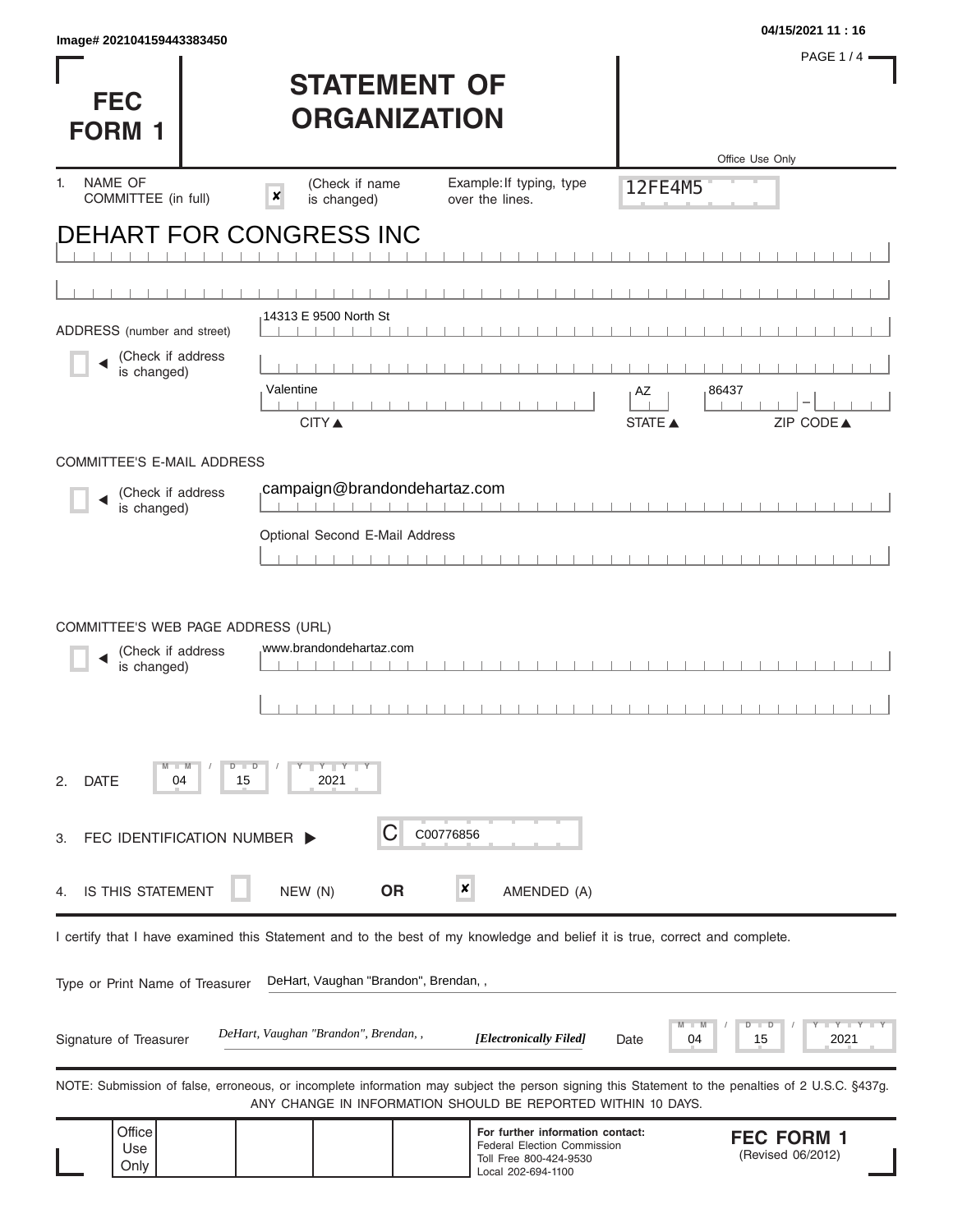Image# 202104159443383450

04/15/2021 11 : 16

# FEC FORM 1

# STATEMENT OF ORGANIZATION

Office Use Only

12FE4M5

1. NAME OF COMMITTEE (in full) ☒ (Check if name is changed) Example: If typing, type over the lines.

DEHART FOR CONGRESS INC

ADDRESS (number and street) ☐ (Check if address is changed)

14313 E 9500 North St

Valentine — AZ — 86437

CITY ▲ STATE ▲ ZIP CODE ▲

COMMITTEE'S E-MAIL ADDRESS

☐ (Check if address is changed)

campaign@brandondehartaz.com

Optional Second E-Mail Address

COMMITTEE'S WEB PAGE ADDRESS (URL)

☐ (Check if address is changed)

www.brandondehartaz.com

2. DATE 04 / 15 / 2021

3. FEC IDENTIFICATION NUMBER ▶ C C00776856

4. IS THIS STATEMENT ☐ NEW (N) **OR** ☒ AMENDED (A)

I certify that I have examined this Statement and to the best of my knowledge and belief it is true, correct and complete.

Type or Print Name of Treasurer: DeHart, Vaughan "Brandon", Brendan, ,

Signature of Treasurer: *DeHart, Vaughan "Brandon", Brendan, ,* ***[Electronically Filed]*** Date 04 / 15 / 2021

NOTE: Submission of false, erroneous, or incomplete information may subject the person signing this Statement to the penalties of 2 U.S.C. §437g. ANY CHANGE IN INFORMATION SHOULD BE REPORTED WITHIN 10 DAYS.

Office Use Only

**For further information contact:**
Federal Election Commission
Toll Free 800-424-9530
Local 202-694-1100

**FEC FORM 1**
(Revised 06/2012)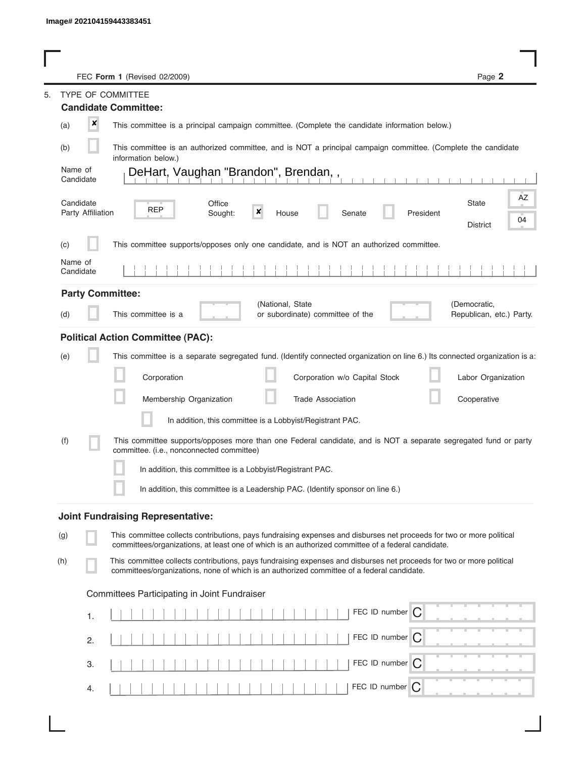Image# 202104159443383451

FEC **Form 1** (Revised 02/2009)

## 5. TYPE OF COMMITTEE

### Candidate Committee:

(a) [x] This committee is a principal campaign committee. (Complete the candidate information below.)

(b) [ ] This committee is an authorized committee, and is NOT a principal campaign committee. (Complete the candidate information below.)

Name of Candidate: DeHart, Vaughan "Brandon", Brendan, ,

Candidate Party Affiliation: REP

Office Sought: [x] House [ ] Senate [ ] President

State: AZ

District: 04

(c) [ ] This committee supports/opposes only one candidate, and is NOT an authorized committee.

Name of Candidate:

### Party Committee:

(d) [ ] This committee is a ______ (National, State or subordinate) committee of the ______ (Democratic, Republican, etc.) Party.

### Political Action Committee (PAC):

(e) [ ] This committee is a separate segregated fund. (Identify connected organization on line 6.) Its connected organization is a:

- [ ] Corporation
- [ ] Corporation w/o Capital Stock
- [ ] Labor Organization
- [ ] Membership Organization
- [ ] Trade Association
- [ ] Cooperative
- [ ] In addition, this committee is a Lobbyist/Registrant PAC.

(f) [ ] This committee supports/opposes more than one Federal candidate, and is NOT a separate segregated fund or party committee. (i.e., nonconnected committee)

- [ ] In addition, this committee is a Lobbyist/Registrant PAC.
- [ ] In addition, this committee is a Leadership PAC. (Identify sponsor on line 6.)

### Joint Fundraising Representative:

(g) [ ] This committee collects contributions, pays fundraising expenses and disburses net proceeds for two or more political committees/organizations, at least one of which is an authorized committee of a federal candidate.

(h) [ ] This committee collects contributions, pays fundraising expenses and disburses net proceeds for two or more political committees/organizations, none of which is an authorized committee of a federal candidate.

Committees Participating in Joint Fundraiser

1. ______ FEC ID number C
2. ______ FEC ID number C
3. ______ FEC ID number C
4. ______ FEC ID number C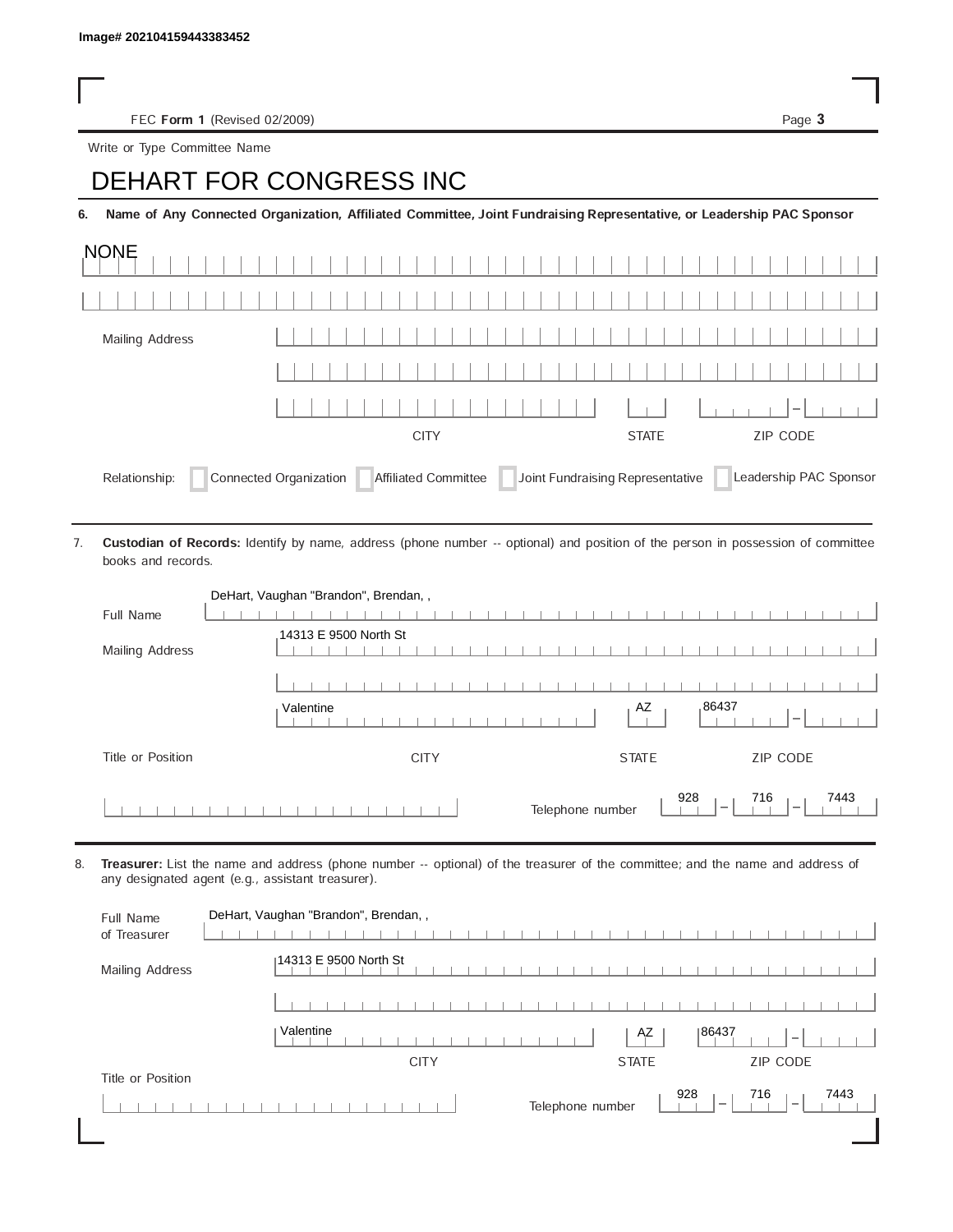Image# 202104159443383452

FEC **Form 1** (Revised 02/2009)

Write or Type Committee Name

# DEHART FOR CONGRESS INC

**6. Name of Any Connected Organization, Affiliated Committee, Joint Fundraising Representative, or Leadership PAC Sponsor**

NONE

Mailing Address

CITY | STATE | ZIP CODE

Relationship: ☐ Connected Organization ☐ Affiliated Committee ☐ Joint Fundraising Representative ☐ Leadership PAC Sponsor

7. **Custodian of Records:** Identify by name, address (phone number -- optional) and position of the person in possession of committee books and records.

Full Name: DeHart, Vaughan "Brandon", Brendan, ,

Mailing Address: 14313 E 9500 North St

| CITY | STATE | ZIP CODE |
|---|---|---|
| Valentine | AZ | 86437 |

Title or Position:

Telephone number: 928 – 716 – 7443

8. **Treasurer:** List the name and address (phone number -- optional) of the treasurer of the committee; and the name and address of any designated agent (e.g., assistant treasurer).

Full Name of Treasurer: DeHart, Vaughan "Brandon", Brendan, ,

Mailing Address: 14313 E 9500 North St

| CITY | STATE | ZIP CODE |
|---|---|---|
| Valentine | AZ | 86437 |

Title or Position:

Telephone number: 928 – 716 – 7443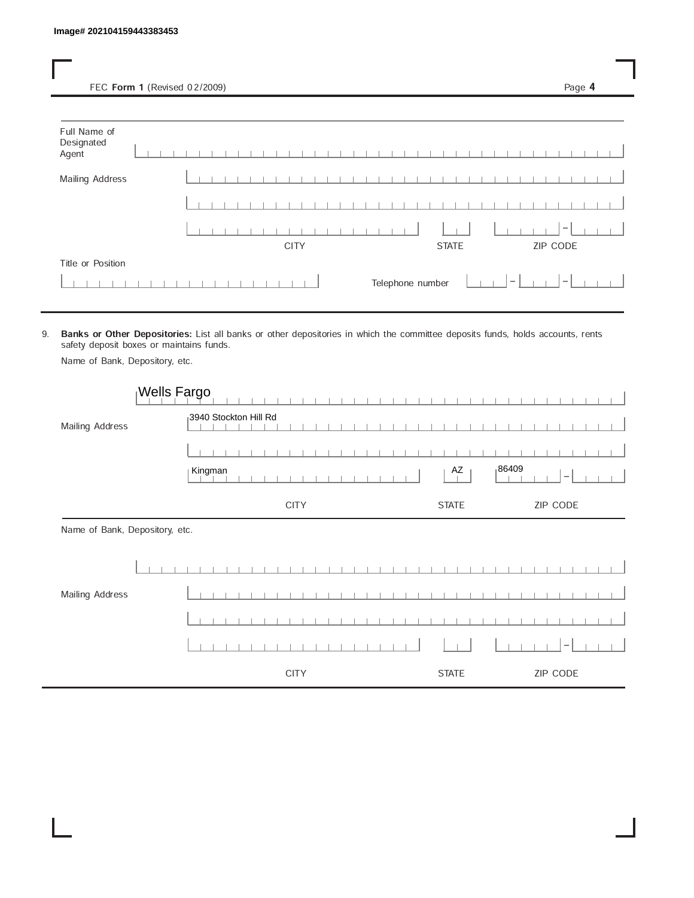Image# 202104159443383453

FEC **Form 1** (Revised 02/2009)

Full Name of Designated Agent

Mailing Address

CITY STATE ZIP CODE

Title or Position

Telephone number

9. **Banks or Other Depositories:** List all banks or other depositories in which the committee deposits funds, holds accounts, rents safety deposit boxes or maintains funds.

Name of Bank, Depository, etc.

Wells Fargo

Mailing Address 3940 Stockton Hill Rd

Kingman AZ 86409

CITY STATE ZIP CODE

Name of Bank, Depository, etc.

Mailing Address

CITY STATE ZIP CODE